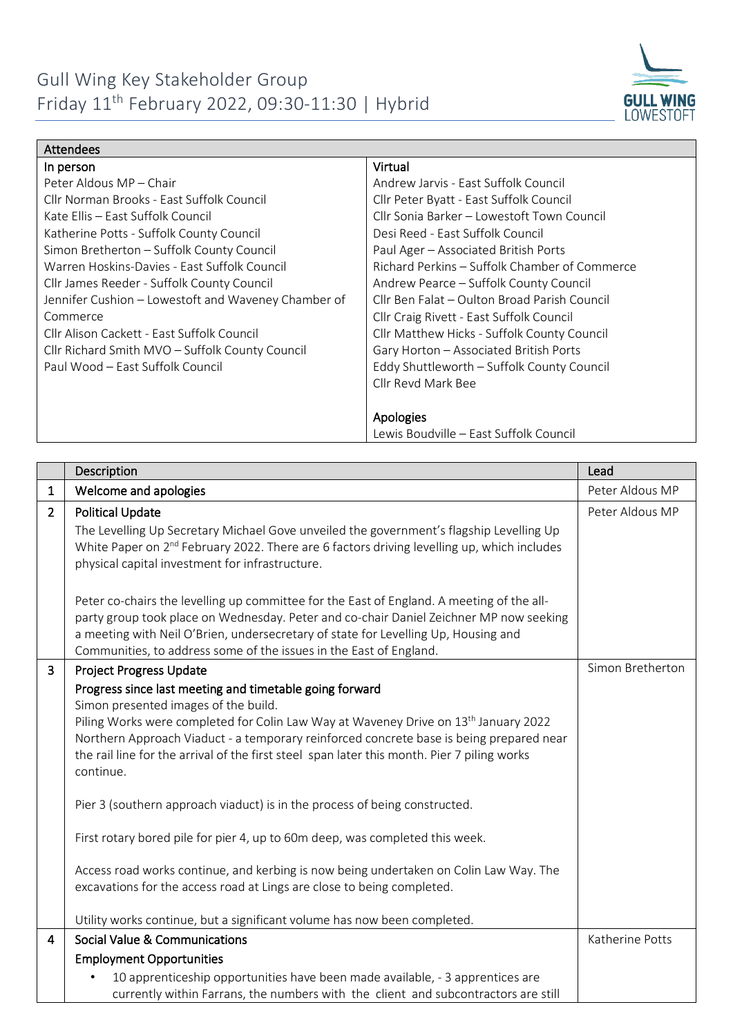# Gull Wing Key Stakeholder Group
## Friday 11th February 2022, 09:30-11:30 | Hybrid

| Attendees | |
|---|---|
| **In person** | **Virtual** |
| Peter Aldous MP – Chair | Andrew Jarvis - East Suffolk Council |
| Cllr Norman Brooks - East Suffolk Council | Cllr Peter Byatt - East Suffolk Council |
| Kate Ellis – East Suffolk Council | Cllr Sonia Barker – Lowestoft Town Council |
| Katherine Potts - Suffolk County Council | Desi Reed - East Suffolk Council |
| Simon Bretherton – Suffolk County Council | Paul Ager – Associated British Ports |
| Warren Hoskins-Davies - East Suffolk Council | Richard Perkins – Suffolk Chamber of Commerce |
| Cllr James Reeder - Suffolk County Council | Andrew Pearce – Suffolk County Council |
| Jennifer Cushion – Lowestoft and Waveney Chamber of Commerce | Cllr Ben Falat – Oulton Broad Parish Council |
| Cllr Alison Cackett - East Suffolk Council | Cllr Craig Rivett - East Suffolk Council |
| Cllr Richard Smith MVO – Suffolk County Council | Cllr Matthew Hicks - Suffolk County Council |
| Paul Wood – East Suffolk Council | Gary Horton – Associated British Ports |
| | Eddy Shuttleworth – Suffolk County Council |
| | Cllr Revd Mark Bee |
| | **Apologies** |
| | Lewis Boudville – East Suffolk Council |

| | Description | Lead |
|---|---|---|
| 1 | **Welcome and apologies** | Peter Aldous MP |
| 2 | **Political Update**<br>The Levelling Up Secretary Michael Gove unveiled the government's flagship Levelling Up White Paper on 2nd February 2022. There are 6 factors driving levelling up, which includes physical capital investment for infrastructure.<br><br>Peter co-chairs the levelling up committee for the East of England. A meeting of the all-party group took place on Wednesday. Peter and co-chair Daniel Zeichner MP now seeking a meeting with Neil O'Brien, undersecretary of state for Levelling Up, Housing and Communities, to address some of the issues in the East of England. | Peter Aldous MP |
| 3 | **Project Progress Update**<br>**Progress since last meeting and timetable going forward**<br>Simon presented images of the build.<br>Piling Works were completed for Colin Law Way at Waveney Drive on 13th January 2022<br>Northern Approach Viaduct - a temporary reinforced concrete base is being prepared near the rail line for the arrival of the first steel span later this month. Pier 7 piling works continue.<br><br>Pier 3 (southern approach viaduct) is in the process of being constructed.<br><br>First rotary bored pile for pier 4, up to 60m deep, was completed this week.<br><br>Access road works continue, and kerbing is now being undertaken on Colin Law Way. The excavations for the access road at Lings are close to being completed.<br><br>Utility works continue, but a significant volume has now been completed. | Simon Bretherton |
| 4 | **Social Value & Communications**<br>**Employment Opportunities**<br>• 10 apprenticeship opportunities have been made available, - 3 apprentices are currently within Farrans, the numbers with the client and subcontractors are still | Katherine Potts |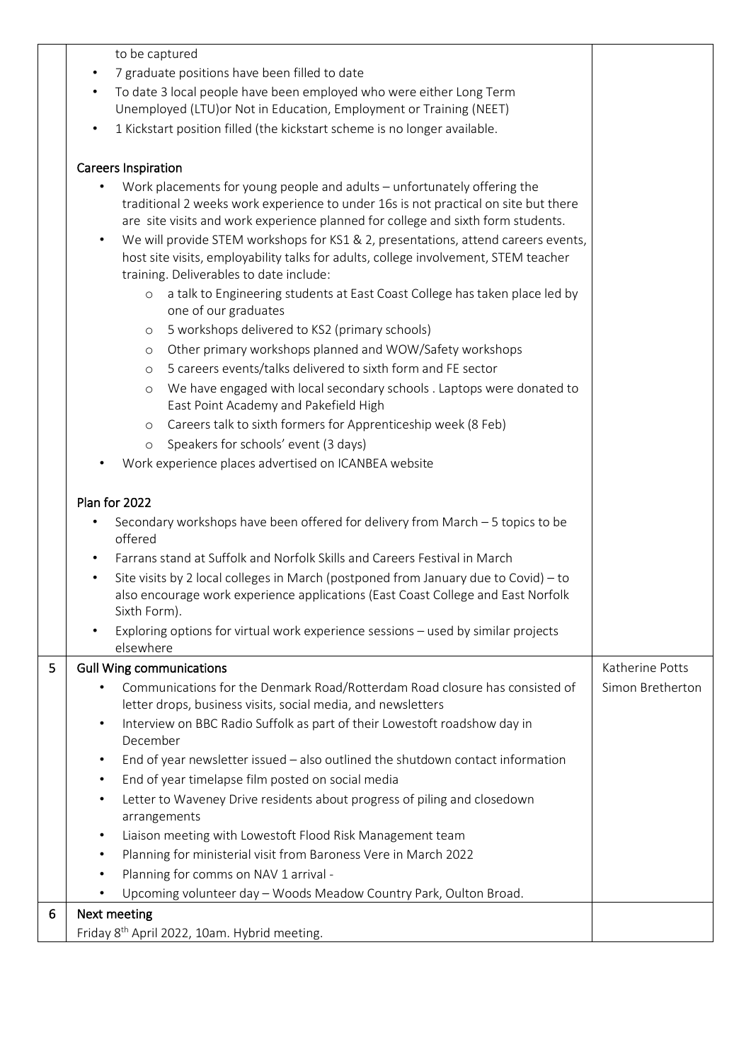| | | |
|---|---|---|
| | to be captured<br>• 7 graduate positions have been filled to date<br>• To date 3 local people have been employed who were either Long Term Unemployed (LTU)or Not in Education, Employment or Training (NEET)<br>• 1 Kickstart position filled (the kickstart scheme is no longer available.<br><br>Careers Inspiration<br>• Work placements for young people and adults – unfortunately offering the traditional 2 weeks work experience to under 16s is not practical on site but there are site visits and work experience planned for college and sixth form students.<br>• We will provide STEM workshops for KS1 & 2, presentations, attend careers events, host site visits, employability talks for adults, college involvement, STEM teacher training. Deliverables to date include:<br>  o a talk to Engineering students at East Coast College has taken place led by one of our graduates<br>  o 5 workshops delivered to KS2 (primary schools)<br>  o Other primary workshops planned and WOW/Safety workshops<br>  o 5 careers events/talks delivered to sixth form and FE sector<br>  o We have engaged with local secondary schools . Laptops were donated to East Point Academy and Pakefield High<br>  o Careers talk to sixth formers for Apprenticeship week (8 Feb)<br>  o Speakers for schools' event (3 days)<br>• Work experience places advertised on ICANBEA website<br><br>Plan for 2022<br>• Secondary workshops have been offered for delivery from March – 5 topics to be offered<br>• Farrans stand at Suffolk and Norfolk Skills and Careers Festival in March<br>• Site visits by 2 local colleges in March (postponed from January due to Covid) – to also encourage work experience applications (East Coast College and East Norfolk Sixth Form).<br>• Exploring options for virtual work experience sessions – used by similar projects elsewhere | |
| 5 | **Gull Wing communications**<br>• Communications for the Denmark Road/Rotterdam Road closure has consisted of letter drops, business visits, social media, and newsletters<br>• Interview on BBC Radio Suffolk as part of their Lowestoft roadshow day in December<br>• End of year newsletter issued – also outlined the shutdown contact information<br>• End of year timelapse film posted on social media<br>• Letter to Waveney Drive residents about progress of piling and closedown arrangements<br>• Liaison meeting with Lowestoft Flood Risk Management team<br>• Planning for ministerial visit from Baroness Vere in March 2022<br>• Planning for comms on NAV 1 arrival -<br>• Upcoming volunteer day – Woods Meadow Country Park, Oulton Broad. | Katherine Potts<br>Simon Bretherton |
| 6 | **Next meeting**<br>Friday 8th April 2022, 10am. Hybrid meeting. | |